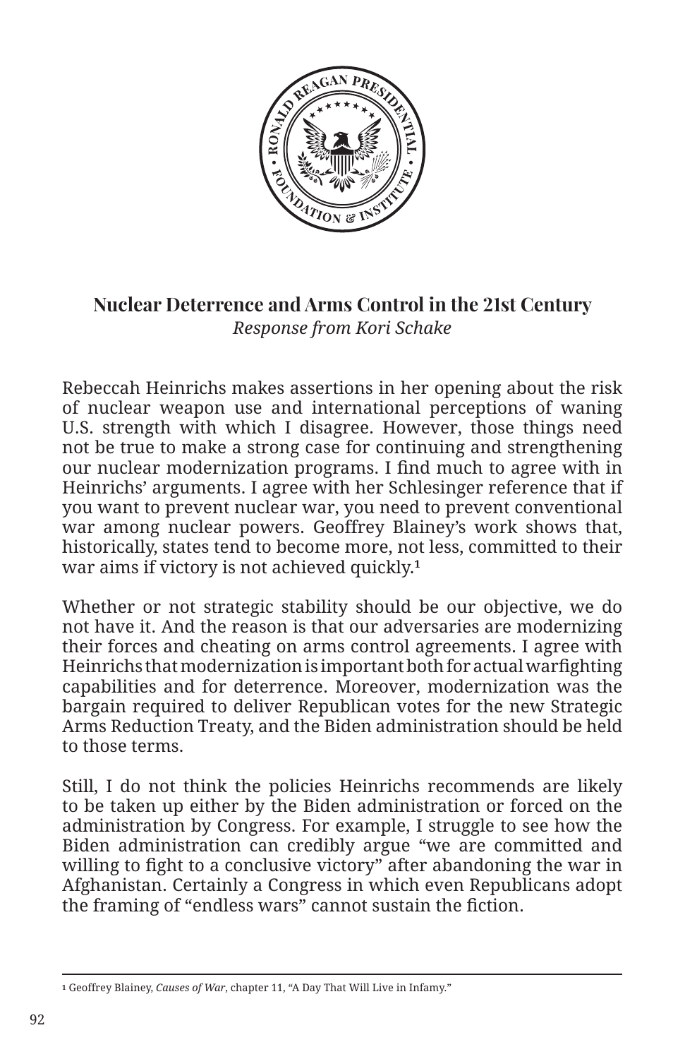## Nuclear Deterrence and Arms Control in the 21st Century

*Response from Kori Schake*

Rebeccah Heinrichs makes assertions in her opening about the risk of nuclear weapon use and international perceptions of waning U.S. strength with which I disagree. However, those things need not be true to make a strong case for continuing and strengthening our nuclear modernization programs. I find much to agree with in Heinrichs' arguments. I agree with her Schlesinger reference that if you want to prevent nuclear war, you need to prevent conventional war among nuclear powers. Geoffrey Blainey's work shows that, historically, states tend to become more, not less, committed to their war aims if victory is not achieved quickly.[1]

Whether or not strategic stability should be our objective, we do not have it. And the reason is that our adversaries are modernizing their forces and cheating on arms control agreements. I agree with Heinrichs that modernization is important both for actual warfighting capabilities and for deterrence. Moreover, modernization was the bargain required to deliver Republican votes for the new Strategic Arms Reduction Treaty, and the Biden administration should be held to those terms.

Still, I do not think the policies Heinrichs recommends are likely to be taken up either by the Biden administration or forced on the administration by Congress. For example, I struggle to see how the Biden administration can credibly argue "we are committed and willing to fight to a conclusive victory" after abandoning the war in Afghanistan. Certainly a Congress in which even Republicans adopt the framing of "endless wars" cannot sustain the fiction.

---

[1] Geoffrey Blainey, *Causes of War*, chapter 11, "A Day That Will Live in Infamy."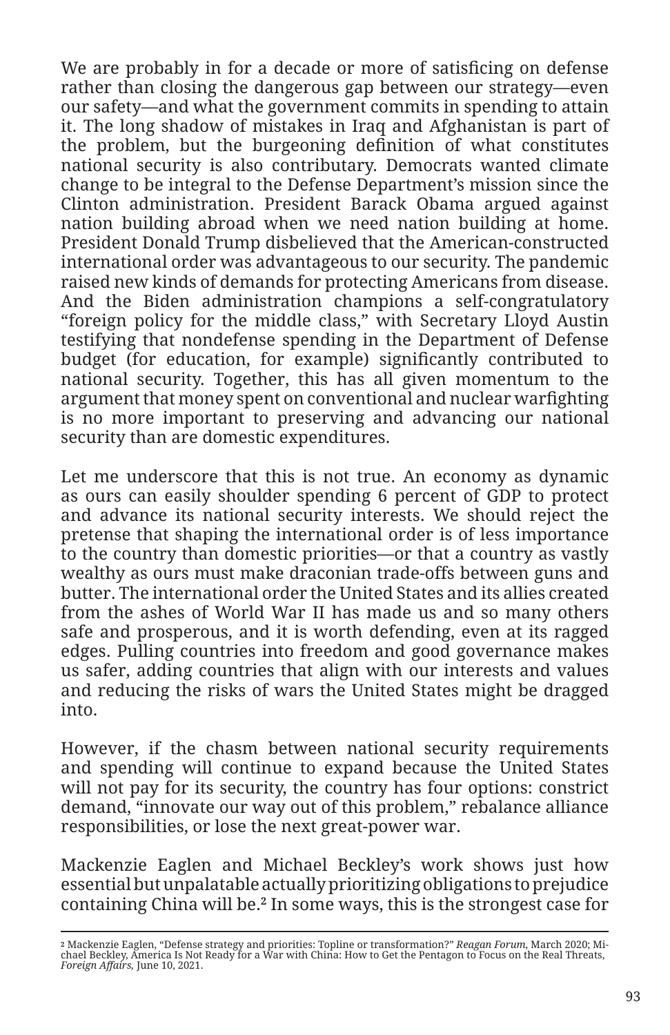We are probably in for a decade or more of satisficing on defense rather than closing the dangerous gap between our strategy—even our safety—and what the government commits in spending to attain it. The long shadow of mistakes in Iraq and Afghanistan is part of the problem, but the burgeoning definition of what constitutes national security is also contributary. Democrats wanted climate change to be integral to the Defense Department's mission since the Clinton administration. President Barack Obama argued against nation building abroad when we need nation building at home. President Donald Trump disbelieved that the American-constructed international order was advantageous to our security. The pandemic raised new kinds of demands for protecting Americans from disease. And the Biden administration champions a self-congratulatory "foreign policy for the middle class," with Secretary Lloyd Austin testifying that nondefense spending in the Department of Defense budget (for education, for example) significantly contributed to national security. Together, this has all given momentum to the argument that money spent on conventional and nuclear warfighting is no more important to preserving and advancing our national security than are domestic expenditures.

Let me underscore that this is not true. An economy as dynamic as ours can easily shoulder spending 6 percent of GDP to protect and advance its national security interests. We should reject the pretense that shaping the international order is of less importance to the country than domestic priorities—or that a country as vastly wealthy as ours must make draconian trade-offs between guns and butter. The international order the United States and its allies created from the ashes of World War II has made us and so many others safe and prosperous, and it is worth defending, even at its ragged edges. Pulling countries into freedom and good governance makes us safer, adding countries that align with our interests and values and reducing the risks of wars the United States might be dragged into.

However, if the chasm between national security requirements and spending will continue to expand because the United States will not pay for its security, the country has four options: constrict demand, "innovate our way out of this problem," rebalance alliance responsibilities, or lose the next great-power war.

Mackenzie Eaglen and Michael Beckley's work shows just how essential but unpalatable actually prioritizing obligations to prejudice containing China will be.[2] In some ways, this is the strongest case for

---

[2] Mackenzie Eaglen, "Defense strategy and priorities: Topline or transformation?" *Reagan Forum*, March 2020; Michael Beckley, America Is Not Ready for a War with China: How to Get the Pentagon to Focus on the Real Threats, *Foreign Affairs,* June 10, 2021.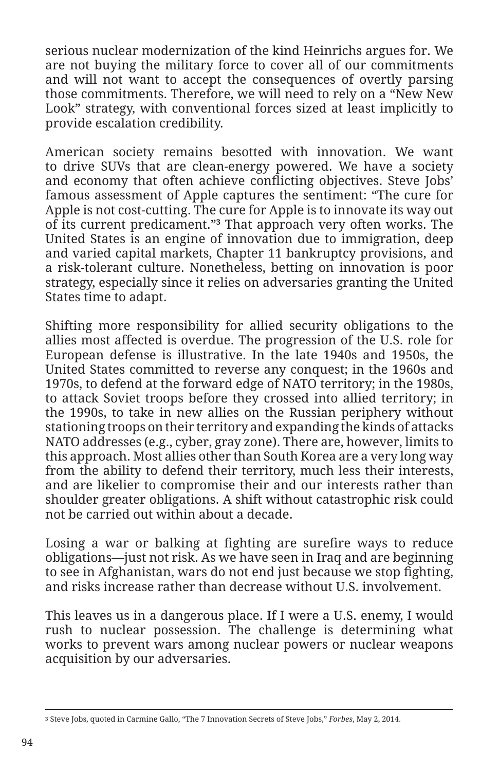serious nuclear modernization of the kind Heinrichs argues for. We are not buying the military force to cover all of our commitments and will not want to accept the consequences of overtly parsing those commitments. Therefore, we will need to rely on a "New New Look" strategy, with conventional forces sized at least implicitly to provide escalation credibility.

American society remains besotted with innovation. We want to drive SUVs that are clean-energy powered. We have a society and economy that often achieve conflicting objectives. Steve Jobs' famous assessment of Apple captures the sentiment: "The cure for Apple is not cost-cutting. The cure for Apple is to innovate its way out of its current predicament."[3] That approach very often works. The United States is an engine of innovation due to immigration, deep and varied capital markets, Chapter 11 bankruptcy provisions, and a risk-tolerant culture. Nonetheless, betting on innovation is poor strategy, especially since it relies on adversaries granting the United States time to adapt.

Shifting more responsibility for allied security obligations to the allies most affected is overdue. The progression of the U.S. role for European defense is illustrative. In the late 1940s and 1950s, the United States committed to reverse any conquest; in the 1960s and 1970s, to defend at the forward edge of NATO territory; in the 1980s, to attack Soviet troops before they crossed into allied territory; in the 1990s, to take in new allies on the Russian periphery without stationing troops on their territory and expanding the kinds of attacks NATO addresses (e.g., cyber, gray zone). There are, however, limits to this approach. Most allies other than South Korea are a very long way from the ability to defend their territory, much less their interests, and are likelier to compromise their and our interests rather than shoulder greater obligations. A shift without catastrophic risk could not be carried out within about a decade.

Losing a war or balking at fighting are surefire ways to reduce obligations—just not risk. As we have seen in Iraq and are beginning to see in Afghanistan, wars do not end just because we stop fighting, and risks increase rather than decrease without U.S. involvement.

This leaves us in a dangerous place. If I were a U.S. enemy, I would rush to nuclear possession. The challenge is determining what works to prevent wars among nuclear powers or nuclear weapons acquisition by our adversaries.

---

[3] Steve Jobs, quoted in Carmine Gallo, "The 7 Innovation Secrets of Steve Jobs," *Forbes*, May 2, 2014.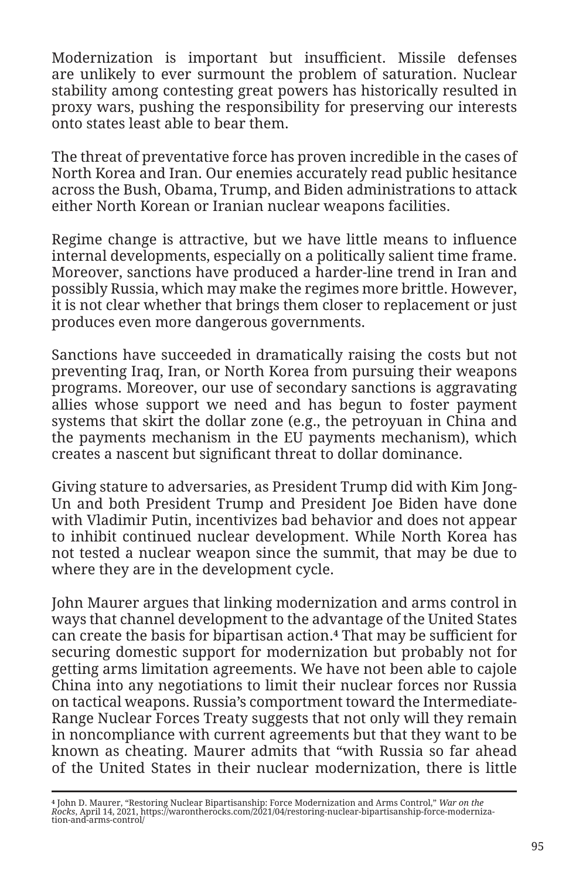Modernization is important but insufficient. Missile defenses are unlikely to ever surmount the problem of saturation. Nuclear stability among contesting great powers has historically resulted in proxy wars, pushing the responsibility for preserving our interests onto states least able to bear them.

The threat of preventative force has proven incredible in the cases of North Korea and Iran. Our enemies accurately read public hesitance across the Bush, Obama, Trump, and Biden administrations to attack either North Korean or Iranian nuclear weapons facilities.

Regime change is attractive, but we have little means to influence internal developments, especially on a politically salient time frame. Moreover, sanctions have produced a harder-line trend in Iran and possibly Russia, which may make the regimes more brittle. However, it is not clear whether that brings them closer to replacement or just produces even more dangerous governments.

Sanctions have succeeded in dramatically raising the costs but not preventing Iraq, Iran, or North Korea from pursuing their weapons programs. Moreover, our use of secondary sanctions is aggravating allies whose support we need and has begun to foster payment systems that skirt the dollar zone (e.g., the petroyuan in China and the payments mechanism in the EU payments mechanism), which creates a nascent but significant threat to dollar dominance.

Giving stature to adversaries, as President Trump did with Kim Jong-Un and both President Trump and President Joe Biden have done with Vladimir Putin, incentivizes bad behavior and does not appear to inhibit continued nuclear development. While North Korea has not tested a nuclear weapon since the summit, that may be due to where they are in the development cycle.

John Maurer argues that linking modernization and arms control in ways that channel development to the advantage of the United States can create the basis for bipartisan action.[4] That may be sufficient for securing domestic support for modernization but probably not for getting arms limitation agreements. We have not been able to cajole China into any negotiations to limit their nuclear forces nor Russia on tactical weapons. Russia's comportment toward the Intermediate-Range Nuclear Forces Treaty suggests that not only will they remain in noncompliance with current agreements but that they want to be known as cheating. Maurer admits that "with Russia so far ahead of the United States in their nuclear modernization, there is little

---

[4] John D. Maurer, "Restoring Nuclear Bipartisanship: Force Modernization and Arms Control," *War on the Rocks*, April 14, 2021, https://warontherocks.com/2021/04/restoring-nuclear-bipartisanship-force-modernization-and-arms-control/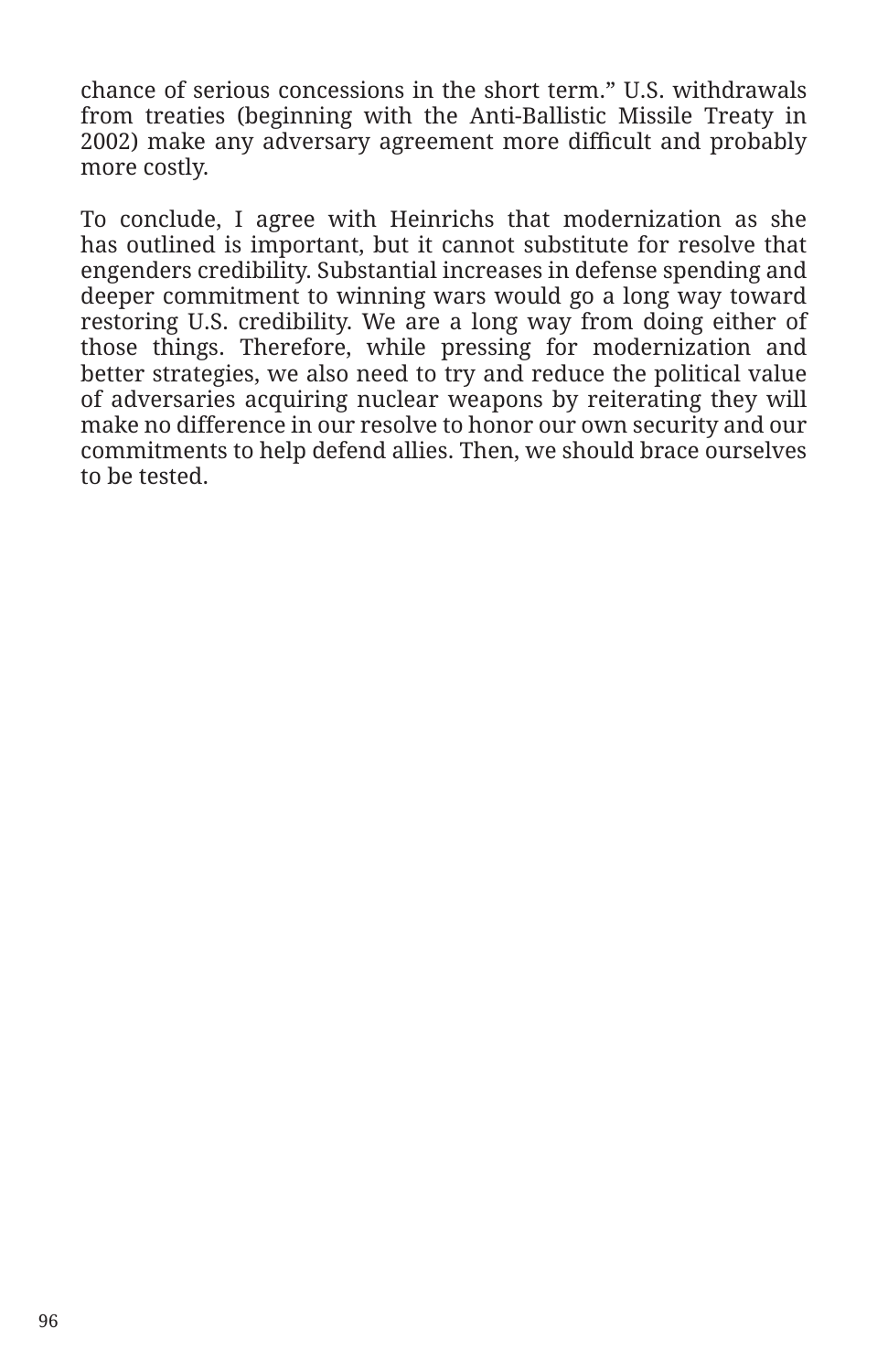chance of serious concessions in the short term.” U.S. withdrawals from treaties (beginning with the Anti-Ballistic Missile Treaty in 2002) make any adversary agreement more difficult and probably more costly.

To conclude, I agree with Heinrichs that modernization as she has outlined is important, but it cannot substitute for resolve that engenders credibility. Substantial increases in defense spending and deeper commitment to winning wars would go a long way toward restoring U.S. credibility. We are a long way from doing either of those things. Therefore, while pressing for modernization and better strategies, we also need to try and reduce the political value of adversaries acquiring nuclear weapons by reiterating they will make no difference in our resolve to honor our own security and our commitments to help defend allies. Then, we should brace ourselves to be tested.